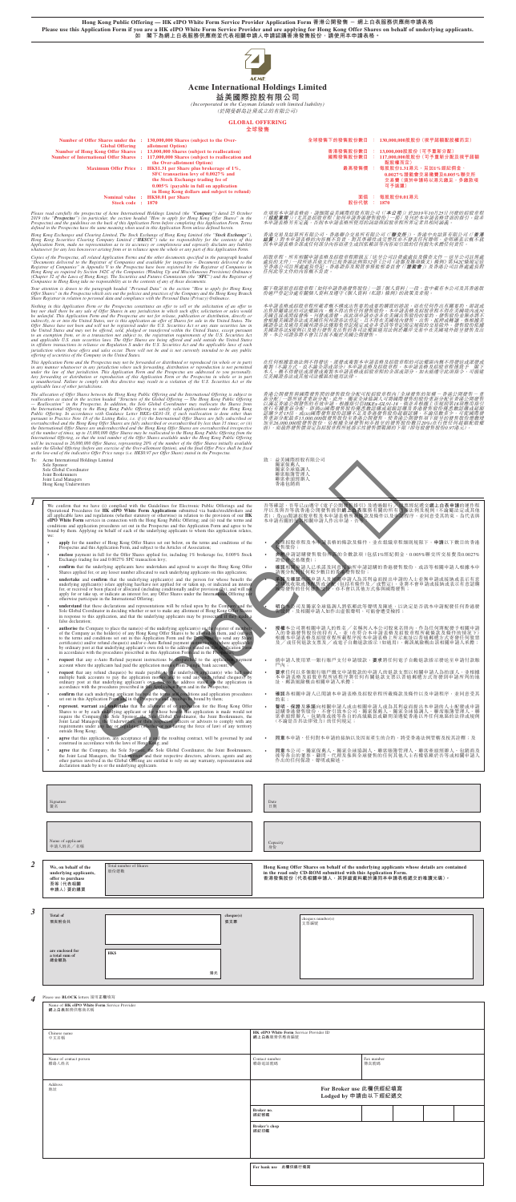**Hong Kong Public Offering — HK eIPO White Form Service Provider Application Form 香港公開發售 — 網上白表服務供應商申請表格**

**Please use this Application Form if you are a HK eIPO White Form Service Provider and are applying for Hong Kong Offer Shares on behalf of underlying applicants.**

**如 閣下為網上白表服務供應商並代表相關申請人申請認購香港發售股份，請使用本申請表格。**

# Acme International Holdings Limited

# 益美國際控股有限公司

*(Incorporated in the Cayman Islands with limited liability)*

*(於開曼群島註冊成立的有限公司)*

## GLOBAL OFFERING

## 全球發售

| | | | |
|---|---|---|---|
| Number of Offer Shares under the Global Offering | : 130,000,000 Shares (subject to the Over-allotment Option) | 全球發售下的發售股份數目 | : 130,000,000股股份（視乎超額配股權而定） |
| Number of Hong Kong Offer Shares | : 13,000,000 Shares (subject to reallocation) | 香港發售股份數目 | : 13,000,000股股份（可予重新分配） |
| Number of International Offer Shares | : 117,000,000 Shares (subject to reallocation and the Over-allotment Option) | 國際發售股份數目 | : 117,000,000股股份（可予重新分配及視乎超額配股權而定） |
| Maximum Offer Price | : HK$1.31 per Share plus brokerage of 1%, SFC transaction levy of 0.0027% and the Stock Exchange trading fee of 0.005% (payable in full on application in Hong Kong dollars and subject to refund) | 最高發售價 | : 每股股份1.31港元，另加1%經紀佣金、0.0027%證監會交易徵費及0.005%聯交所交易費（須於申請時以港元繳足，多繳款項可予退還） |
| Nominal value | : HK$0.01 per Share | 面值 | : 每股股份0.01港元 |
| Stock code | : 1870 | 股份代號 | : 1870 |

*Please read carefully the prospectus of Acme International Holdings Limited (the "Company") dated 25 October 2019 (the "Prospectus") (in particular, the section headed "How to apply for Hong Kong Offer Shares" in the Prospectus) and the guidelines on the back of this Application Form before completing this Application Form. Terms defined in the Prospectus have the same meaning when used in this Application Form unless defined herein.*

*在填寫本申請表格前，請細閱益美國際控股有限公司（「本公司」）於2019年10月25日刊發的招股章程（「招股章程」）（尤其是招股章程「如何申請香港發售股份」一節）及刊於本申請表格背面的指引。除本申請表格另有定義外，否則本申請表格所使用的詞彙與招股章程所界定者具相同涵義。*

*Hong Kong Exchanges and Clearing Limited, The Stock Exchange of Hong Kong Limited (the "Stock Exchange"), Hong Kong Securities Clearing Company Limited ("HKSCC") take no responsibility for the contents of this Application Form, make no representation as to its accuracy or completeness and expressly disclaim any liability whatsoever for any loss howsoever arising from or in reliance upon the whole or any part of this Application Form.*

*香港交易及結算所有限公司、香港聯合交易所有限公司（「聯交所」）、香港中央結算有限公司（「香港結算」）對本申請表格的內容概不負責，對其準確性或完整性亦不發表任何聲明，並明確表示概不就因本申請表格全部或任何部分內容而產生或因依賴該等內容而引致的任何損失承擔任何責任。*

*Copies of the Prospectus, all related Application Forms and the other documents specified in the paragraph headed "Documents delivered to the Registrar of Companies and available for inspection – Documents delivered to the Registrar of Companies" in Appendix V to the Prospectus have been registered by the Registrar of Companies in Hong Kong as required by Section 342C of the Companies (Winding Up and Miscellaneous Provisions) Ordinance (Chapter 32 of the Laws of Hong Kong). The Securities and Futures Commission (the "SFC") and the Registrar of Companies in Hong Kong take no responsibility as to the contents of any of these documents.*

*招股章程、所有相關申請表格及招股章程附錄五「送呈公司註冊處處長及備查文件－送呈公司註冊處處長的文件」一段所述的其他文件已按香港法例第32章《公司（清盤及雜項條文）條例》第342C條規定送呈香港公司註冊處處長登記。香港證券及期貨事務監察委員會（「證監會」）及香港公司註冊處處長對任何該等文件的內容概不負責。*

*Your attention is drawn to the paragraph headed "Personal Data" in the section "How to apply for Hong Kong Offer Shares" in the Prospectus which sets out the policies and practices of the Company and the Hong Kong Branch Share Registrar in relation to personal data and compliance with the Personal Data (Privacy) Ordinance.*

*閣下敬請留意招股章程「如何申請香港發售股份」一節「個人資料」一段，當中載有本公司及其香港股份過戶登記分處有關個人資料及遵守《個人資料（私隱）條例》的政策及常規。*

*Nothing in this Application Form or the Prospectus constitutes an offer to sell or the solicitation of an offer to buy nor shall there be any sale of Offer Shares in any jurisdiction in which such offer, solicitation or sale would be unlawful. This Application Form and the Prospectus are not for release, publication or distribution, directly or indirectly, in or into the United States, nor is this application an offer of Shares for sale in the United States. The Offer Shares have not been and will not be registered under the U.S. Securities Act or any state securities law in the United States and may not be offered, sold, pledged or transferred within the United States, except pursuant to an exemption from, or in a transaction not subject to, the registration requirements of the U.S. Securities Act and applicable U.S. state securities laws. The Offer Shares are being offered and sold outside the United States in offshore transactions in reliance on Regulation S under the U.S. Securities Act and the applicable laws of each jurisdiction where those offers and sales occur. There will be and is not currently intended to be any public offering of securities of the Company in the United States.*

*本申請表格或招股章程所載者概不構成出售要約或要約購買的游說，而在任何作出有關要約、游說或出售即屬違法的司法權區內，概不得出售任何發售股份。本申請表格及招股章程不得在美國境內或向美國直接或間接派發、發佈或刊發，而此項申請亦非在美國出售股份的要約。發售股份並無亦不會根據美國證券法或美國任何州證券法登記，且不得在美國境內提呈發售、出售、抵押或轉讓，惟根據美國證券法及適用美國州證券法的登記規定獲豁免或並非受限於該等規定的交易除外。發售股份依據美國證券法S規例及進行發售及出售的各司法權區的適用法律以離岸交易方式於美國境外提呈發售及出售。本公司現時無意亦將不會在美國公開發售任何證券。*

*This Application Form and the Prospectus may not be forwarded or distributed or reproduced (in whole or in part) in any manner whatsoever in any jurisdiction where such forwarding, distribution or reproduction is not permitted under the law of that jurisdiction. This Application Form and the Prospectus are addressed to you personally. Any forwarding or distribution or reproduction of this Application Form or the Prospectus in whole or in part is unauthorized. Failure to comply with this directive may result in a violation of the U.S. Securities Act or the applicable laws of other jurisdictions.*

*在任何根據當地法例不得發送、派發或複製本申請表格及招股章程的司法權區內概不得以任何方式發送或派發或複製（全部或部分）本申請表格及招股章程。本申請表格及招股章程僅致予閣下本人。概不得發送或派發或複製本申請表格或招股章程的全部或部分。如未能遵守此項指示，可能違反美國證券法或其他司法權區的適用法律。*

*The allocation of Offer Shares between the Hong Kong Public Offering and the International Offering is subject to reallocation as stated in the section headed "Structure of the Global Offering — The Hong Kong Public Offering — Reallocation" in the Prospectus. In addition, the Sole Global Coordinator may reallocate the Shares from the International Offering to the Hong Kong Public Offering to satisfy valid applications under the Hong Kong Public Offering. In accordance with Guidance Letter HKEx-GL91-18, if such reallocation is done other than pursuant to Practice Note 18 of the Listing Rules, i.e. (i) the International Offer Shares are fully subscribed or oversubscribed and the Hong Kong Offer Shares are fully subscribed or oversubscribed by less than 15 times; or (ii) the International Offer Shares are undersubscribed and the Hong Kong Offer Shares are oversubscribed irrespective of the number of times, up to 13,000,000 Offer Shares may be reallocated to the Hong Kong Public Offering from the International Offering, so that the total number of the Offer Shares available under the Hong Kong Public Offering will be increased to 26,000,000 Offer Shares, representing 20% of the number of the Offer Shares initially available under the Global Offering (before any exercise of the Over-allotment Option), and the final Offer Price shall be fixed at the low-end of the indicative Offer Price range (i.e. HK$0.97 per Offer Share) stated in the Prospectus.*

*香港公開發售與國際發售間發售股份的分配可按招股章程「全球發售的架構－香港公開發售－重新分配」一節所述者予以重新分配。此外，獨家全球協調人可將國際發售的股份重新分配至香港公開發售以滿足香港公開發售的有效申請。根據指引信HKEx-GL91-18，倘若並非根據上市規則第18項應用指引進行有關重新分配，即(i)國際發售股份獲悉數認購或超額認購及香港發售股份獲悉數認購或超額認購少於15倍，或(ii)國際發售股份認購不足及香港發售股份獲超額認購（不論倍數多少），可從國際發售重新分配最多13,000,000股發售股份至香港公開發售，使香港公開發售可供認購的發售股份總數增加至26,000,000股發售股份，佔根據全球發售初步可供認購的發售股份數目的20%（在任何超額配股權獲行使前），而最終發售價須定為招股章程所述指示性發售價範圍的下限（即每股發售股份0.97港元）。*

To: Acme International Holdings Limited
Sole Sponsor
Sole Global Coordinator
Joint Bookrunners
Joint Lead Managers
Hong Kong Underwriters

致：益美國際控股有限公司
獨家保薦人
獨家全球協調人
聯席賬簿管理人
聯席牽頭經辦人
香港包銷商

**1**

We confirm that we have (i) complied with the Guidelines for Electronic Public Offerings and the Operational Procedures for **HK eIPO White Form** Applications submitted via banks/stockbrokers and all applicable laws and regulations (whether statutory or otherwise) in relation to the provision of our **HK eIPO White Form** services in connection with the Hong Kong Public Offering; and (ii) read the terms and conditions and application procedures set out in the Prospectus and this Application Form and agree to be bound by them. Applying on behalf of each of the underlying applicants to whom this application relates, we:

- **apply** for the number of Hong Kong Offer Shares set out below, on the terms and conditions of the Prospectus and this Application Form, and subject to the Articles of Association;
- **enclose** payment in full for the Offer Shares applied for (including 1% brokerage fee, 0.005% Stock Exchange trading fee and 0.0027% SFC transaction levy);
- **confirm** that the underlying applicants have undertaken and agreed to accept the Hong Kong Offer Shares applied for, or any lesser number allocated to such underlying applicants on this application;
- **undertake** and **confirm** that the underlying applicant(s) and the person for whose benefit the underlying applicant(s) is/are applying has/have not applied for or taken up, or indicated an interest for, or received or been placed or allocated (including conditionally and/or provisionally), and will not apply for or take up, or indicate an interest for, any Offer Shares under the International Offering nor otherwise participate in the International Offering;
- **understand** that these declarations and representations will be relied upon by the Company and the Sole Global Coordinator in deciding whether or not to make any allotment of Hong Kong Offer Shares in response to this application, and that the underlying applicants may be prosecuted if they made a false declaration;
- **authorize** the Company to place the name(s) of the underlying applicant(s) on the register of members of the Company as the holder(s) of any Hong Kong Offer Shares to be allotted to them, and (subject to the terms and conditions set out in this Application Form and the Prospectus) to send any Share certificate(s) and/or refund cheque(s) and/or e-Auto Refund payment instruction(s) (where applicable) by ordinary post at that underlying applicant's own risk to the address specified in this Application Form in accordance with the procedures prescribed in this Application Form and in the Prospectus;
- **request** that any e-Auto Refund payment instructions be dispatched to the application payment account where the applicants had paid the application monies from a single bank account;
- **request** that any refund cheque(s) be made payable to the underlying applicant(s) who had used multiple bank accounts to pay the application monies and to send any such refund cheque(s) by ordinary post at that underlying applicant's own risk to the address stated on the application in accordance with the procedures prescribed in this Application Form and in the Prospectus;
- **confirm** that each underlying applicant has read the terms and conditions and application procedures set out in this Application Form and in the Prospectus and agrees to be bound by them;
- **represent, warrant and undertake** that the allotment of or application for the Hong Kong Offer Shares to or by each underlying applicant or for whose benefit this application is made would not require the Company, the Sole Sponsor, the Sole Global Coordinator, the Joint Bookrunners, the Joint Lead Managers, the Underwriters, their respective officers or advisers to comply with any requirements under any law or regulation (whether or not having the force of law) of any territory outside Hong Kong;
- **agree** that this application, any acceptance of it and the resulting contract, will be governed by and construed in accordance with the laws of Hong Kong; and
- **agree** that the Company, the Sole Sponsor, the Sole Global Coordinator, the Joint Bookrunners, the Joint Lead Managers, the Underwriters and their respective directors, advisers, agents and any other parties involved in the Global Offering are entitled to rely on any warranty, representation and declaration made by us or the underlying applicants.

吾等確認，吾等已(i)遵守《電子公開發售指引》及透過銀行／股票經紀遞交網上白表申請的運作程序以及與吾等就香港公開發售提供網上白表服務有關的所有適用法例及規例（不論法定或其他）；及(ii)閱讀招股章程及本申請表格所載條款及條件以及申請手續，並同意受其約束。為代表與本申請有關的每名相關申請人作出申請，吾等：

- 按照招股章程及本申請表格的條款及條件，並在組織章程細則規限下，**申請**以下數目的香港發售股份；
- **夾附**申請認購發售股份所需的全數款項（包括1%經紀佣金、0.005%聯交所交易費及0.0027%證監會交易徵費）；
- **確認**相關申請人已承諾及同意接納所申請認購的香港發售股份，或該等相關申請人根據本申請獲分配的任何較少數目的香港發售股份；
- **承諾及確認**相關申請人及相關申請人為其利益而提出申請的人士並無申請或接納或表示有意認購或收取或獲配售或分配（包括有條件及／或暫定），並將不會申請或接納或表示有意認購國際發售的任何發售股份，亦不會以其他方式參與國際發售；
- **明白**本公司及獨家全球協調人將依賴此等聲明及陳述，以決定是否就本申請配發任何香港發售股份，及相關申請人如作出虛假聲明，可能會遭受檢控；
- **授權**本公司將相關申請人的姓名／名稱列入本公司股東名冊內，作為任何將配發予相關申請人的香港發售股份的持有人，並（在符合本申請表格及招股章程所載條款及條件的情況下）根據本申請表格及招股章程所載程序按本申請表格上所示地址以普通郵遞方式寄發任何股票及／或任何退款支票及／或電子自動退款指示（如適用），郵誤風險概由該相關申請人承擔；
- 倘申請人使用單一銀行賬戶支付申請股款，**要求**任何電子自動退款指示發送到申請付款賬戶內；
- **要求**任何以多個銀行賬戶繳交申請股款的申請人的退款支票以相關申請人為抬頭人，並根據本申請表格及招股章程所述程序將任何有關退款支票以普通郵遞方式寄發到申請的地址，郵誤風險概由該相關申請人承擔；
- **確認**各相關申請人已閱讀本申請表格及招股章程所載條款及條件以及申請手續，並同意受其約束；
- **聲明、保證及承諾**向相關申請人或由相關申請人或為其利益而提出本申請的人士配發或申請認購香港發售股份，不會引致本公司、獨家保薦人、獨家全球協調人、聯席賬簿管理人、聯席牽頭經辦人、包銷商及彼等各自的高級職員或顧問須遵從香港以外任何地區的法例或規例（不論是否具法律效力）的任何規定；
- **同意**本申請、任何對本申請的接納以及因而產生的合約，將受香港法例管轄及按其詮釋；及
- **同意**本公司、獨家保薦人、獨家全球協調人、聯席賬簿管理人、聯席牽頭經辦人、包銷商及彼等各自的董事、顧問、代理及參與全球發售的任何其他人士有權依賴吾等或相關申請人作出的任何保證、陳述及聲明。

| | |
|---|---|
| Signature 簽名 | Date 日期 |
| Name of applicant 申請人姓名／名稱 | Capacity 身份 |

**2**

| | | |
|---|---|---|
| We, on behalf of the underlying applicants, offer to purchase 吾等（代表相關申請人）要約購買 | Total number of Shares 股份總數 | Hong Kong Offer Shares on behalf of the underlying applicants whose details are contained in the read only CD-ROM submitted with this Application Form. 香港發售股份（代表相關申請人，其詳細資料載於連同本申請表格遞交的唯讀光碟）。 |

**3**

| | | | |
|---|---|---|---|
| Total of 現夾附合共 | | cheque(s) 張支票 | cheque number(s) 支票編號 |
| are enclosed for a total sum of 總金額為 | HK$ | 港元 | |

**4**

Please use BLOCK letters 請用正楷填寫

| | | | |
|---|---|---|---|
| Name of HK eIPO White Form Service Provider 網上白表服務供應商名稱 | | | |
| Chinese name 中文名稱 | | HK eIPO White Form Service Provider ID 網上白表服務供應商身份識別 | |
| Name of contact person 聯絡人姓名 | | Contact number 聯絡電話號碼 | Fax number 傳真號碼 |
| Address 地址 | | For Broker use 此欄供經紀填寫 Lodged by 申請由以下經紀遞交 | |
| | | Broker no. 經紀號碼 | |
| | | Broker's chop 經紀印章 | |

For bank use 此欄供銀行填寫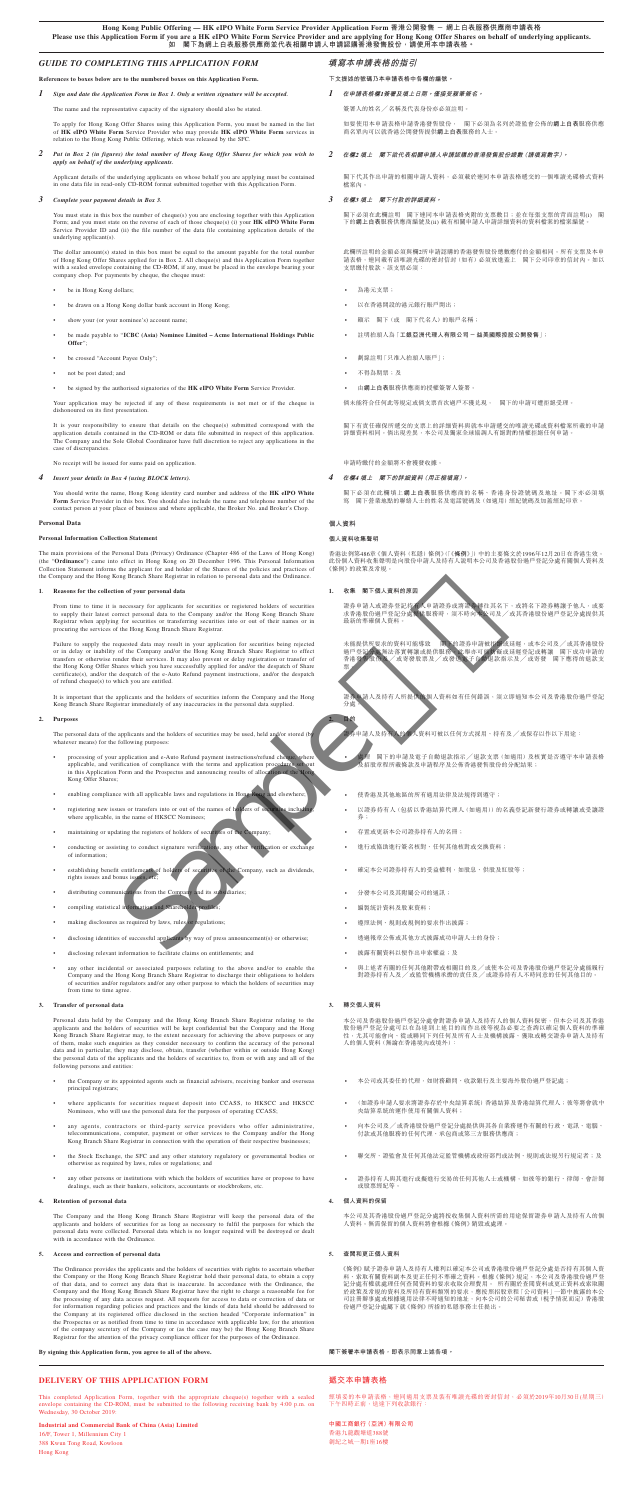**Hong Kong Public Offering — HK eIPO White Form Service Provider Application Form 香港公開發售 — 網上白表服務供應商申請表格**
**Please use this Application Form if you are a HK eIPO White Form Service Provider and are applying for Hong Kong Offer Shares on behalf of underlying applicants.**
**如 閣下為網上白表服務供應商並代表相關申請人申請認購香港發售股份，請使用本申請表格。**

## GUIDE TO COMPLETING THIS APPLICATION FORM

**References to boxes below are to the numbered boxes on this Application Form.**

### 1 Sign and date the Application Form in Box 1. Only a written signature will be accepted.

The name and the representative capacity of the signatory should also be stated.

To apply for Hong Kong Offer Shares using this Application Form, you must be named in the list of **HK eIPO White Form** Service Provider who may provide **HK eIPO White Form** services in relation to the Hong Kong Public Offering, which was released by the SFC.

### 2 Put in Box 2 (in figures) the total number of Hong Kong Offer Shares for which you wish to apply on behalf of the underlying applicants.

Applicant details of the underlying applicants on whose behalf you are applying must be contained in one data file in read-only CD-ROM format submitted together with this Application Form.

### 3 Complete your payment details in Box 3.

You must state in this box the number of the cheque(s) you are enclosing together with this Application Form; and you must state on the reverse of each of those cheque(s) (i) your **HK eIPO White Form** Service Provider ID and (ii) the file number of the data file containing application details of the underlying applicant(s).

The dollar amount(s) stated in this box must be equal to the amount payable for the total number of Hong Kong Offer Shares applied for in Box 2. All cheque(s) and this Application Form together with a sealed envelope containing the CD-ROM, if any must be placed in the envelope bearing your company chop. For payments by cheque, the cheque must:

- be in Hong Kong dollars;
- be drawn on a Hong Kong dollar bank account in Hong Kong;
- show your (or your nominee's) account name;
- be made payable to "**ICBC (Asia) Nominee Limited – Acme International Holdings Public Offer**";
- be crossed "Account Payee Only";
- not be post dated; and
- be signed by the authorised signatories of the **HK eIPO White Form** Service Provider.

Your application may be rejected if any of these requirements is not met or if the cheque is dishonoured on its first presentation.

It is your responsibility to ensure that details on the cheque(s) submitted correspond with the application details contained in the CD-ROM or data file submitted in respect of this application. The Company and the Sole Global Coordinator have full discretion to reject any applications in the case of discrepancies.

No receipt will be issued for sums paid on application.

### 4 Insert your details in Box 4 (using BLOCK letters).

You should write the name, Hong Kong identity card number and address of the **HK eIPO White Form** Service Provider in this box. You should also include the name and telephone number of the contact person at your place of business and where applicable, the Broker No. and Broker's Chop.

## Personal Data

### Personal Information Collection Statement

The main provisions of the Personal Data (Privacy) Ordinance (Chapter 486 of the Laws of Hong Kong) (the "**Ordinance**") came into effect in Hong Kong on 20 December 1996. This Personal Information Collection Statement informs the applicant for and holder of the Shares of the policies and practices of the Company and the Hong Kong Branch Share Registrar in relation to personal data and the Ordinance.

#### 1. Reasons for the collection of your personal data

From time to time it is necessary for applicants for securities or registered holders of securities to supply their latest correct personal data to the Company and/or the Hong Kong Branch Share Registrar when applying for securities or transferring securities into or out of their names or in procuring the services of the Hong Kong Branch Share Registrar.

Failure to supply the requested data may result in your application for securities being rejected or in delay or inability of the Company and/or the Hong Kong Branch Share Registrar to effect transfers or otherwise render their services. It may also prevent or delay registration or transfer of the Hong Kong Offer Shares which you have successfully applied for and/or the despatch of Share certificate(s), and/or the despatch of the e-Auto Refund payment instructions, and/or the despatch of refund cheque(s) to which you are entitled.

It is important that the applicants and the holders of securities inform the Company and the Hong Kong Branch Share Registrar immediately of any inaccuracies in the personal data supplied.

#### 2. Purposes

The personal data of the applicants and the holders of securities may be used, held and/or stored (by whatever means) for the following purposes:

- processing of your application and e-Auto Refund payment instructions/refund cheque, where applicable, and verification of compliance with the terms and application procedures set out in this Application Form and the Prospectus and announcing results of allocations of the Hong Kong Offer Shares;
- enabling compliance with all applicable laws and regulations in Hong Kong and elsewhere;
- registering new issues or transfers into or out of the names of holders of securities including, where applicable, in the name of HKSCC Nominees;
- maintaining or updating the registers of holders of securities of the Company;
- conducting or assisting to conduct signature verifications, any other verification or exchange of information;
- establishing benefit entitlements of holders of securities of the Company, such as dividends, rights issues and bonus issues, etc.;
- distributing communications from the Company and its subsidiaries;
- compiling statistical information and Shareholder profiles;
- making disclosures as required by laws, rules or regulations;
- disclosing identities of successful applicants by way of press announcement(s) or otherwise;
- disclosing relevant information to facilitate claims on entitlements; and
- any other incidental or associated purposes relating to the above and/or to enable the Company and the Hong Kong Branch Share Registrar to discharge their obligations to holders of securities and/or regulators and/or any other purpose to which the holders of securities may from time to time agree.

#### 3. Transfer of personal data

Personal data held by the Company and the Hong Kong Branch Share Registrar relating to the applicants and the holders of securities will be kept confidential but the Company and the Hong Kong Branch Share Registrar may, to the extent necessary for achieving the above purposes or any of them, make such enquiries as they consider necessary to confirm the accuracy of the personal data and in particular, they may disclose, obtain, transfer (whether within or outside Hong Kong) the personal data of the applicants and the holders of securities to, from or with any and all of the following persons and entities:

- the Company or its appointed agents such as financial advisers, receiving banker and overseas principal registrars;
- where applicants for securities request deposit into CCASS, to HKSCC and HKSCC Nominees, who will use the personal data for the purposes of operating CCASS;
- any agents, contractors or third-party service providers who offer administrative, telecommunications, computer, payment or other services to the Company and/or the Hong Kong Branch Share Registrar in connection with the operation of their respective businesses;
- the Stock Exchange, the SFC and any other statutory regulatory or governmental bodies or otherwise as required by laws, rules or regulations; and
- any other persons or institutions with which the holders of securities have or propose to have dealings, such as their bankers, solicitors, accountants or stockbrokers, etc.

#### 4. Retention of personal data

The Company and the Hong Kong Branch Share Registrar will keep the personal data of the applicants and holders of securities for as long as necessary to fulfil the purposes for which the personal data were collected. Personal data which is no longer required will be destroyed or dealt with in accordance with the Ordinance.

#### 5. Access and correction of personal data

The Ordinance provides the applicants and the holders of securities with rights to ascertain whether the Company or the Hong Kong Branch Share Registrar hold their personal data, to obtain a copy of that data, and to correct any data that is inaccurate. In accordance with the Ordinance, the Company and the Hong Kong Branch Share Registrar have the right to charge a reasonable fee for the processing of any data access request. All requests for access to data or correction of data or for information regarding policies and practices and the kinds of data held should be addressed to the Company at its registered office disclosed in the section headed "Corporate information" in the Prospectus or as notified from time to time in accordance with applicable law, for the attention of the company secretary of the Company or (as the case may be) the Hong Kong Branch Share Registrar for the attention of the privacy compliance officer for the purposes of the Ordinance.

**By signing this Application Form, you agree to all of the above.**

## 填寫本申請表格的指引

**下文提述的號碼乃本申請表格中各欄的編號。**

### 1 在申請表格第1欄簽署及填上日期。僅接受親筆簽名。

簽署人的姓名／名稱及代表身份亦必須註明。

如要使用本申請表格申請香港發售股份， 閣下必須名列於證監會公佈的**網上白表**服務供應商名單內可以就香港公開發售提供**網上白表**服務的人士。

### 2 在第2欄填上 閣下欲代表相關申請人申請認購的香港發售股份總數（請填寫數字）。

閣下代其作出申請的相關申請人資料，必須載於連同本申請表格提交的一個唯讀光碟格式資料檔案內。

### 3 在第3欄填上 閣下付款的詳細資料。

閣下必須在此欄註明 閣下連同本申請表格夾附的支票數目；並在有關支票背面註明(i) 閣下的**網上白表**服務供應商識別編號及(ii)載有相關申請人申請詳情資料的資料檔案的檔案編號。

此欄所註明的金額必須等於第2欄申請認購的香港發售股份總數應付的金額。所有支票及本申請表格，連同載有該唯讀光碟的密封信封（如有）必須放進蓋上 閣下公司印章的信封內。如以支票繳付股款，該支票必須：

- 為港元支票；
- 以香港銀行港元賬戶開出；
- 顯示 閣下（或 閣下代名人）的賬戶名稱；
- 註明抬頭人為「**工銀亞洲代理人有限公司－益美國際控股公開發售**」；
- 劃線註明「只准入抬頭人賬戶」；
- 不得為期票；及
- 由**網上白表**服務供應商的授權簽署人簽署。

倘未能符合任何此等規定或倘支票首次過戶不獲兑現， 閣下的申請可遭拒絕受理。

閣下有責任確保所遞交的支票上的詳情與就本申請遞交的唯讀光碟或資料檔案所載的申請詳情資料相同。倘出現差異，本公司及獨家全球協調人有絕對酌情權拒絕任何申請。

申請時繳付的金額將不會獲發收據。

### 4 在第4欄填上 閣下的詳細資料（用正楷填寫）。

閣下必須在此欄填上**網上白表**服務供應商的名稱、香港身份證號碼及地址。 閣下亦必須填寫 閣下營業地點的聯絡人士的姓名及電話號碼及（如適用）經紀號碼及經紀印章。

## 個人資料

### 個人資料收集聲明

香港法例第486章《個人資料（私隱）條例》（「**條例**」）中的主要條文於1996年12月20日在香港生效。此份個人資料收集聲明是向股份申請人及持有人說明本公司及香港股份過戶登記分處有關個人資料及《條例》的政策及常規。

#### 1. 收集 閣下個人資料的原因

證券申請人或證券登記持有人申請證券或將證券轉往其名下，或將名下證券轉讓予他人，或要求香港股份過戶登記分處提供服務時，須不時向本公司及／或其香港股份過戶登記分處提供其最新的準確個人資料。

未能提供所要求的資料可能導致 閣下的證券申請被拒或延遲，或本公司及／或其香港股份過戶登記分處無法落實轉讓或提供服務。此舉亦可能妨礙或延誤登記或轉讓 閣下成功申請的香港發售股份及／或寄發股票及／或發送電子自動退款指示及／或寄發 閣下應得的退款支票。

證券申請人及持有人所提供的個人資料如有任何錯誤，須立即通知本公司及香港股份過戶登記分處。

#### 2. 目的

證券申請人及持有人的個人資料可被以任何方式使用、持有及／或保存以作以下用途：

- 處理 閣下的申請及電子自動退款指示／退款支票（如適用）及核實是否遵守本申請表格及招股章程所載條款及申請程序及公佈香港發售股份的分配結果；
- 使香港及其他地區的所有適用法律及法規得到遵守；
- 以證券持有人（包括以香港結算代理人（如適用））的名義登記新發行證券或轉讓或受讓證券；
- 存置或更新本公司證券持有人的名冊；
- 進行或協助進行簽名核對，任何其他核實或交換資料；
- 確定本公司證券持有人的受益權利，例如股息、供股及紅股等；
- 分發本公司及其附屬公司的通訊；
- 編製統計資料及股東資料；
- 遵照法例、規則或規例的要求作出披露；
- 透過報章公布或其他方式披露成功申請人士的身份；
- 披露有關資料以便作出申索權益；及
- 與上述者有關的任何其他附帶或相關目的及／或使本公司及香港股份過戶登記分處能履行對證券持有人及／或監管機構承擔的責任及／或證券持有人不時同意的任何其他目的。

#### 3. 轉交個人資料

本公司及其香港股份過戶登記分處會對證券申請人及持有人的個人資料保密，但本公司及其香港股份過戶登記分處可以在為達到上述目的或其中任何目的而必要的情況下，作出其認為必要的查詢以確認個人資料的準確性，尤其可能會向、從或聯同下列任何及所有人士及機構披露、獲取或轉交證券申請人及持有人的個人資料（無論在香港境內或境外）：

- 本公司或其委任的代理，如財務顧問、收款銀行及主要海外股份過戶登記處；
- （如證券申請人要求將證券存於中央結算系統）香港結算及香港結算代理人；彼等將會就中央結算系統的運作使用有關個人資料；
- 向本公司及／或香港股份過戶登記分處就其各自業務運作提供行政、電訊、電腦、付款或其他服務的任何代理、承包商或第三方服務供應商；
- 聯交所、證監會及任何其他法定監管機構或政府部門或依照法例、規則或規例另行規定者；及
- 證券持有人與其進行或擬進行交易的任何其他人士或機構，如彼等的銀行、律師、會計師或股票經紀等。

#### 4. 個人資料的保留

本公司及其香港股份過戶登記分處將按收集個人資料所需的用途保留證券申請人及持有人的個人資料。無需保留的個人資料將會根據《條例》銷毀或處理。

#### 5. 查閱和更正個人資料

《條例》賦予證券申請人及持有人權利以確定本公司或香港股份過戶登記分處是否持有其個人資料，索取有關資料副本及更正任何不準確之資料。根據《條例》規定，本公司及香港股份過戶登記分處有權就處理任何查閱資料的要求收取合理費用。所有關於查閱資料或更正資料或索取關於政策及常規的資料及所持有的資料類別的要求，應按招股章程「公司資料」一節中披露或根據適用法例不時通知的本公司註冊辦事處送交公司秘書或（視乎情況而定）香港股份過戶登記分處屬下就《條例》所指的私隱事務主任提出。

**閣下簽署本申請表格，即表示同意上述各項。**

## DELIVERY OF THIS APPLICATION FORM

This completed Application Form, together with the appropriate cheque(s) together with a sealed envelope containing the CD-ROM, must be submitted to the following receiving bank by 4:00 p.m. on Wednesday, 30 October 2019:

**Industrial and Commercial Bank of China (Asia) Limited**
16/F, Tower 1, Millennium City 1
388 Kwun Tong Road, Kowloon
Hong Kong

## 遞交本申請表格

經填妥的本申請表格，連同適當支票及載有唯讀光碟的密封信封，必須於2019年10月30日(星期三)下午四時正前，送達下列收款銀行：

**中國工商銀行（亞洲）有限公司**
香港九龍觀塘道388號
創紀之城一期1座16樓